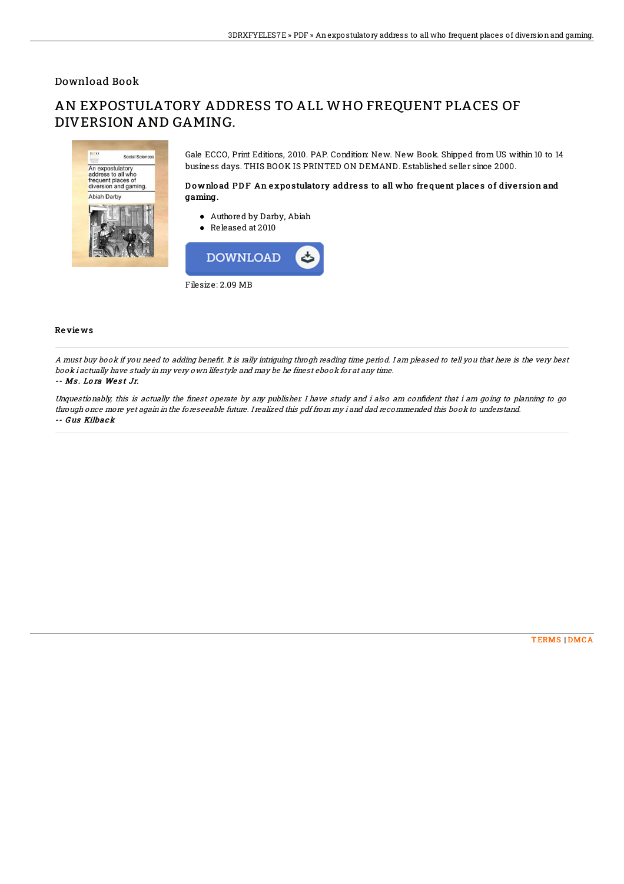Download Book

# AN EXPOSTULATORY ADDRESS TO ALL WHO FREQUENT PLACES OF DIVERSION AND GAMING.

Gale ECCO, Print Editions, 2010. PAP. Condition: New. New Book. Shipped from US within 10 to 14 business days. THIS BOOK IS PRINTED ON DEMAND. Established seller since 2000.

### Download PDF An expostulatory address to all who frequent places of diversion and gaming.

- Authored by Darby, Abiah
- Released at 2010

DOWNLOAD

Filesize: 2.09 MB

## Reviews

*A must buy book if you need to adding benefit. It is rally intriguing throgh reading time period. I am pleased to tell you that here is the very best book i actually have study in my very own lifestyle and may be he finest ebook for at any time.*

*-- Ms. Lora West Jr.*

*Unquestionably, this is actually the finest operate by any publisher. I have study and i also am confident that i am going to planning to go through once more yet again in the foreseeable future. I realized this pdf from my i and dad recommended this book to understand.*

*-- Gus Kilback*

TERMS | DMCA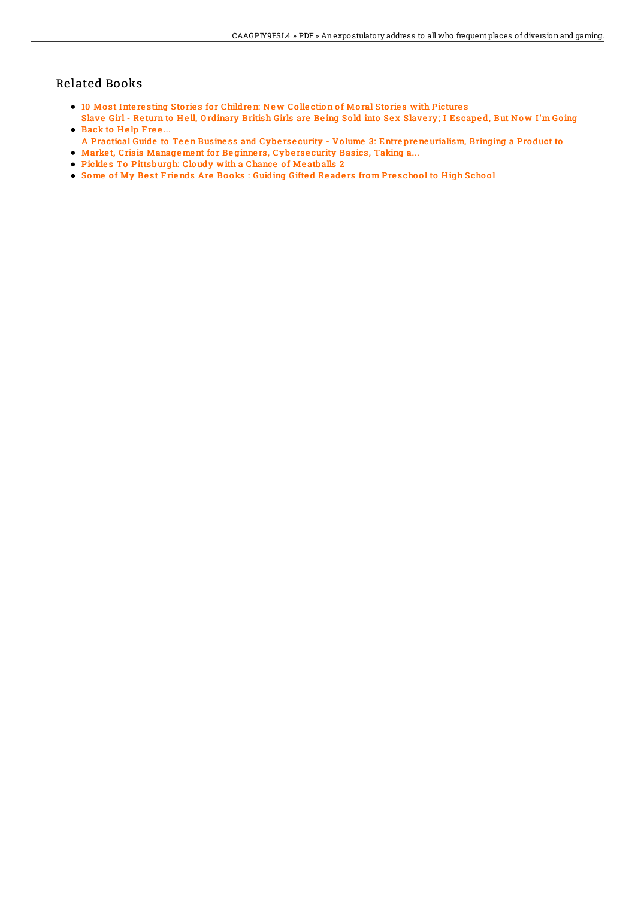## Related Books

- 10 Most Interesting Stories for Children: New Collection of Moral Stories with Pictures
- Slave Girl - Return to Hell, Ordinary British Girls are Being Sold into Sex Slavery; I Escaped, But Now I'm Going Back to Help Free...
- A Practical Guide to Teen Business and Cybersecurity - Volume 3: Entrepreneurialism, Bringing a Product to Market, Crisis Management for Beginners, Cybersecurity Basics, Taking a...
- Pickles To Pittsburgh: Cloudy with a Chance of Meatballs 2
- Some of My Best Friends Are Books : Guiding Gifted Readers from Preschool to High School